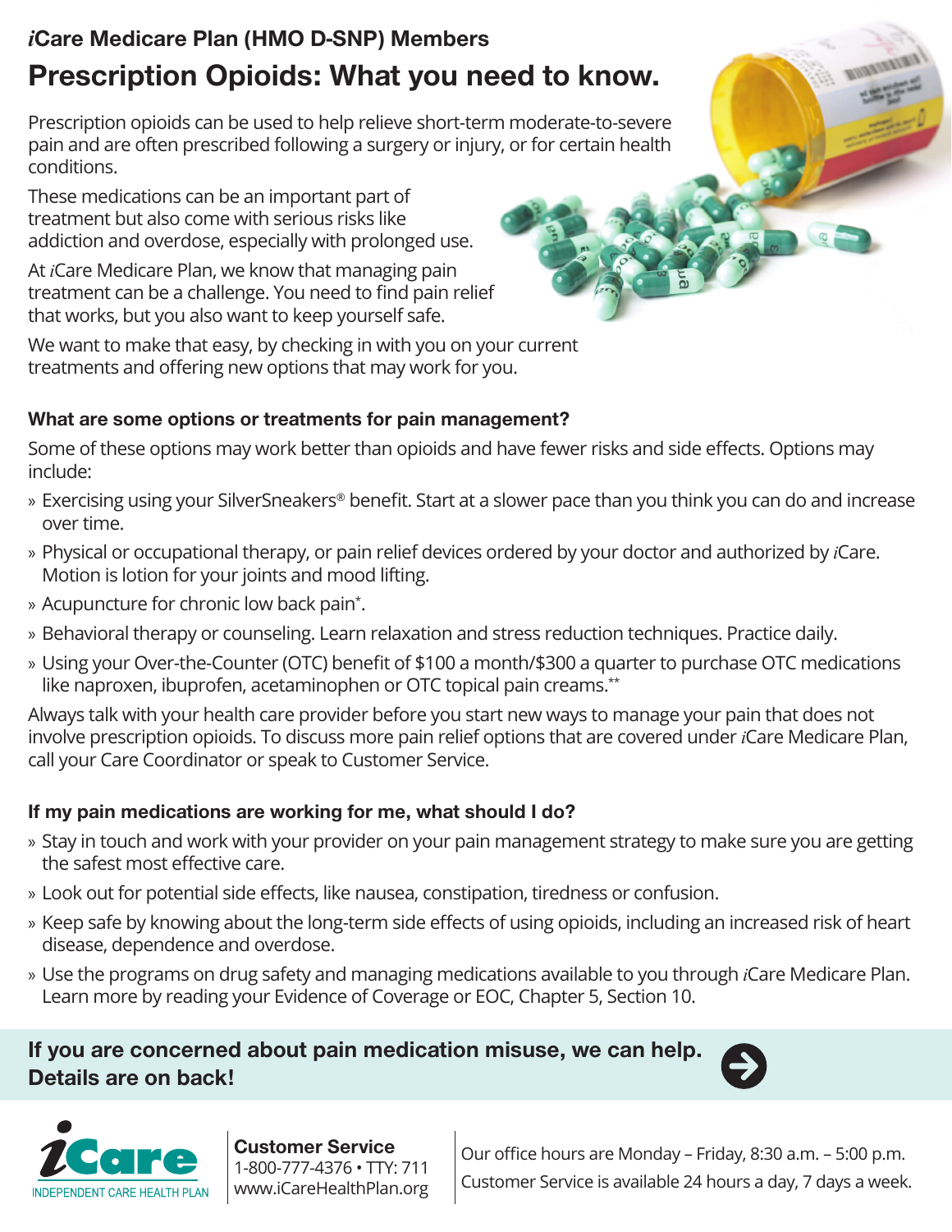*i*Care Medicare Plan (HMO D-SNP) Members

# Prescription Opioids: What you need to know.

Prescription opioids can be used to help relieve short-term moderate-to-severe pain and are often prescribed following a surgery or injury, or for certain health conditions.

These medications can be an important part of treatment but also come with serious risks like addiction and overdose, especially with prolonged use.

At *i*Care Medicare Plan, we know that managing pain treatment can be a challenge. You need to find pain relief that works, but you also want to keep yourself safe.

We want to make that easy, by checking in with you on your current treatments and offering new options that may work for you.

### What are some options or treatments for pain management?

Some of these options may work better than opioids and have fewer risks and side effects. Options may include:

- Exercising using your SilverSneakers® benefit. Start at a slower pace than you think you can do and increase over time.
- Physical or occupational therapy, or pain relief devices ordered by your doctor and authorized by *i*Care. Motion is lotion for your joints and mood lifting.
- Acupuncture for chronic low back pain*.
- Behavioral therapy or counseling. Learn relaxation and stress reduction techniques. Practice daily.
- Using your Over-the-Counter (OTC) benefit of $100 a month/$300 a quarter to purchase OTC medications like naproxen, ibuprofen, acetaminophen or OTC topical pain creams.**

Always talk with your health care provider before you start new ways to manage your pain that does not involve prescription opioids. To discuss more pain relief options that are covered under *i*Care Medicare Plan, call your Care Coordinator or speak to Customer Service.

### If my pain medications are working for me, what should I do?

- Stay in touch and work with your provider on your pain management strategy to make sure you are getting the safest most effective care.
- Look out for potential side effects, like nausea, constipation, tiredness or confusion.
- Keep safe by knowing about the long-term side effects of using opioids, including an increased risk of heart disease, dependence and overdose.
- Use the programs on drug safety and managing medications available to you through *i*Care Medicare Plan. Learn more by reading your Evidence of Coverage or EOC, Chapter 5, Section 10.

**If you are concerned about pain medication misuse, we can help. Details are on back!**

*i*Care INDEPENDENT CARE HEALTH PLAN

**Customer Service**
1-800-777-4376 • TTY: 711
www.iCareHealthPlan.org

Our office hours are Monday – Friday, 8:30 a.m. – 5:00 p.m.
Customer Service is available 24 hours a day, 7 days a week.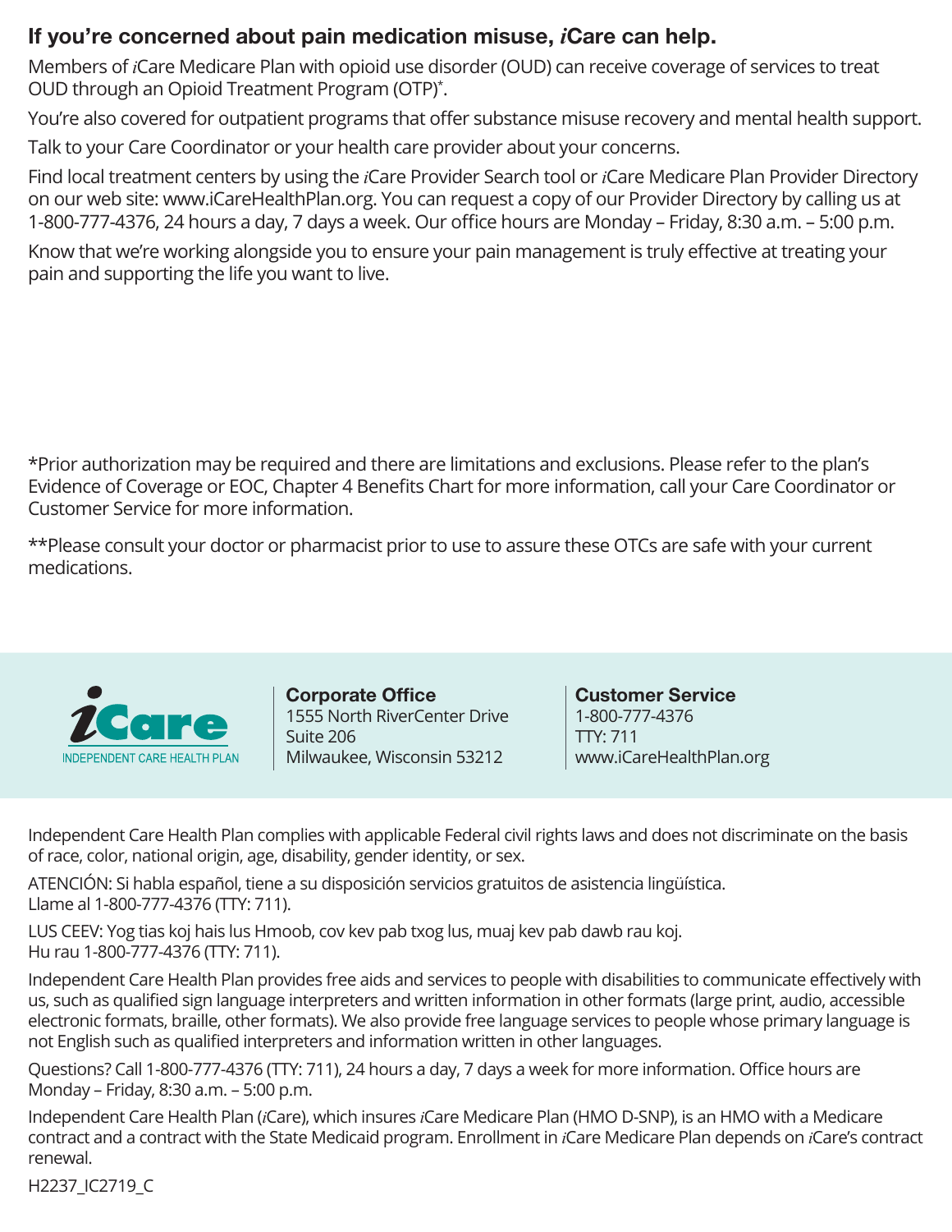## If you're concerned about pain medication misuse, *i*Care can help.

Members of *i*Care Medicare Plan with opioid use disorder (OUD) can receive coverage of services to treat OUD through an Opioid Treatment Program (OTP)*.

You're also covered for outpatient programs that offer substance misuse recovery and mental health support.

Talk to your Care Coordinator or your health care provider about your concerns.

Find local treatment centers by using the *i*Care Provider Search tool or *i*Care Medicare Plan Provider Directory on our web site: www.iCareHealthPlan.org. You can request a copy of our Provider Directory by calling us at 1-800-777-4376, 24 hours a day, 7 days a week. Our office hours are Monday – Friday, 8:30 a.m. – 5:00 p.m.

Know that we're working alongside you to ensure your pain management is truly effective at treating your pain and supporting the life you want to live.

*Prior authorization may be required and there are limitations and exclusions. Please refer to the plan's Evidence of Coverage or EOC, Chapter 4 Benefits Chart for more information, call your Care Coordinator or Customer Service for more information.

**Please consult your doctor or pharmacist prior to use to assure these OTCs are safe with your current medications.

iCare
INDEPENDENT CARE HEALTH PLAN

**Corporate Office**
1555 North RiverCenter Drive
Suite 206
Milwaukee, Wisconsin 53212

**Customer Service**
1-800-777-4376
TTY: 711
www.iCareHealthPlan.org

Independent Care Health Plan complies with applicable Federal civil rights laws and does not discriminate on the basis of race, color, national origin, age, disability, gender identity, or sex.

ATENCIÓN: Si habla español, tiene a su disposición servicios gratuitos de asistencia lingüística.
Llame al 1-800-777-4376 (TTY: 711).

LUS CEEV: Yog tias koj hais lus Hmoob, cov kev pab txog lus, muaj kev pab dawb rau koj.
Hu rau 1-800-777-4376 (TTY: 711).

Independent Care Health Plan provides free aids and services to people with disabilities to communicate effectively with us, such as qualified sign language interpreters and written information in other formats (large print, audio, accessible electronic formats, braille, other formats). We also provide free language services to people whose primary language is not English such as qualified interpreters and information written in other languages.

Questions? Call 1-800-777-4376 (TTY: 711), 24 hours a day, 7 days a week for more information. Office hours are Monday – Friday, 8:30 a.m. – 5:00 p.m.

Independent Care Health Plan (*i*Care), which insures *i*Care Medicare Plan (HMO D-SNP), is an HMO with a Medicare contract and a contract with the State Medicaid program. Enrollment in *i*Care Medicare Plan depends on *i*Care's contract renewal.

H2237_IC2719_C